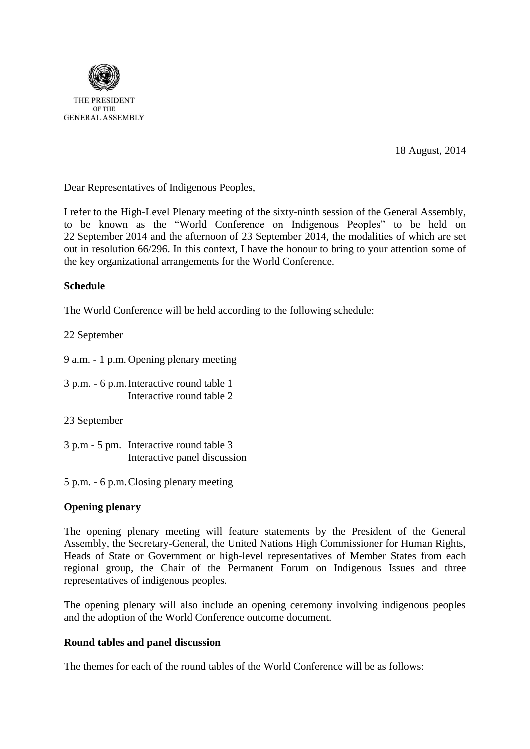THE PRESIDENT
OF THE
GENERAL ASSEMBLY

18 August, 2014

Dear Representatives of Indigenous Peoples,

I refer to the High-Level Plenary meeting of the sixty-ninth session of the General Assembly, to be known as the "World Conference on Indigenous Peoples" to be held on 22 September 2014 and the afternoon of 23 September 2014, the modalities of which are set out in resolution 66/296. In this context, I have the honour to bring to your attention some of the key organizational arrangements for the World Conference.

**Schedule**

The World Conference will be held according to the following schedule:

22 September

9 a.m. - 1 p.m. Opening plenary meeting

3 p.m. - 6 p.m. Interactive round table 1
Interactive round table 2

23 September

3 p.m - 5 pm. Interactive round table 3
Interactive panel discussion

5 p.m. - 6 p.m. Closing plenary meeting

**Opening plenary**

The opening plenary meeting will feature statements by the President of the General Assembly, the Secretary-General, the United Nations High Commissioner for Human Rights, Heads of State or Government or high-level representatives of Member States from each regional group, the Chair of the Permanent Forum on Indigenous Issues and three representatives of indigenous peoples.

The opening plenary will also include an opening ceremony involving indigenous peoples and the adoption of the World Conference outcome document.

**Round tables and panel discussion**

The themes for each of the round tables of the World Conference will be as follows: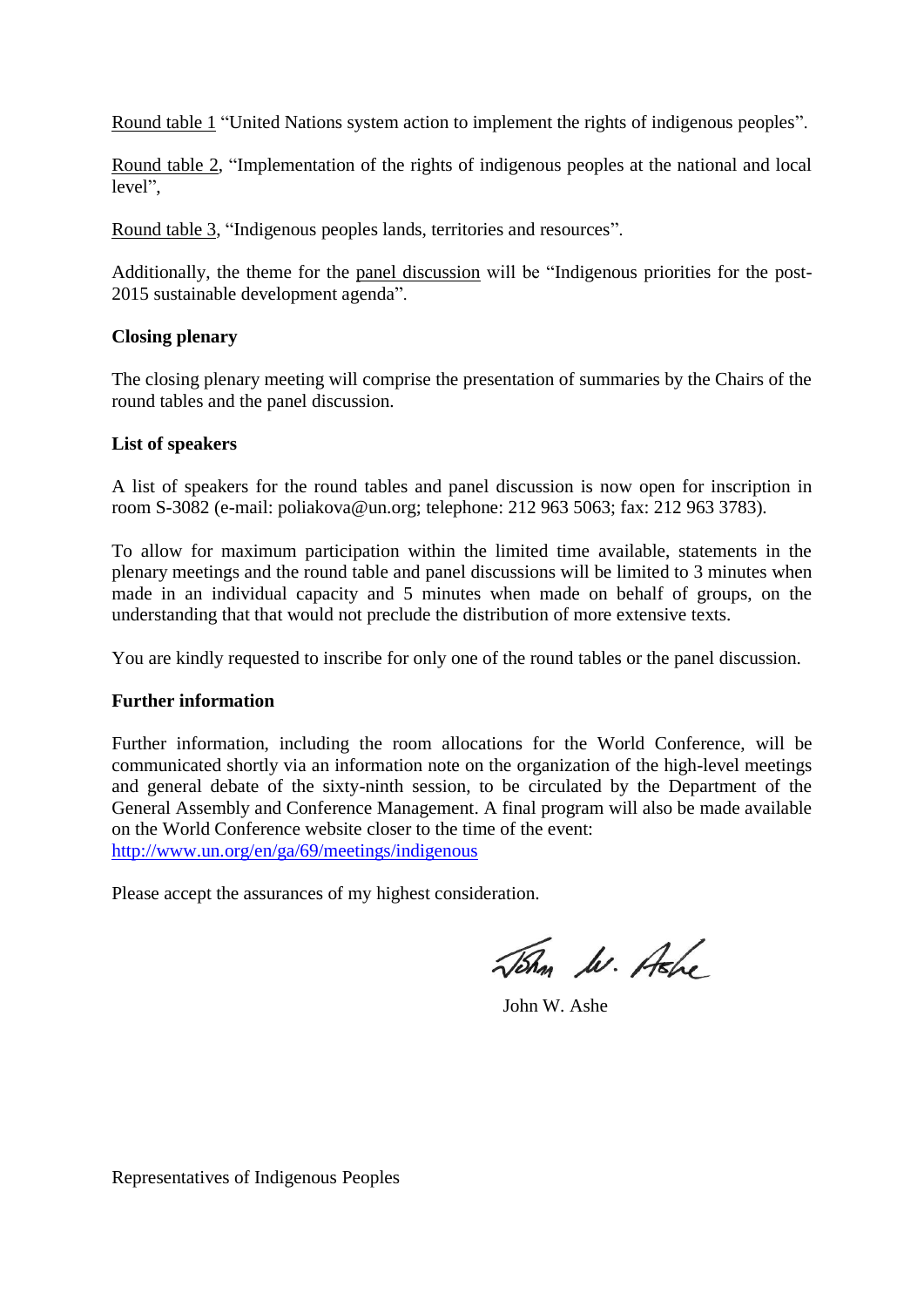Round table 1 “United Nations system action to implement the rights of indigenous peoples”.

Round table 2, “Implementation of the rights of indigenous peoples at the national and local level”,

Round table 3, “Indigenous peoples lands, territories and resources”.

Additionally, the theme for the panel discussion will be “Indigenous priorities for the post-2015 sustainable development agenda”.

**Closing plenary**

The closing plenary meeting will comprise the presentation of summaries by the Chairs of the round tables and the panel discussion.

**List of speakers**

A list of speakers for the round tables and panel discussion is now open for inscription in room S-3082 (e-mail: poliakova@un.org; telephone: 212 963 5063; fax: 212 963 3783).

To allow for maximum participation within the limited time available, statements in the plenary meetings and the round table and panel discussions will be limited to 3 minutes when made in an individual capacity and 5 minutes when made on behalf of groups, on the understanding that that would not preclude the distribution of more extensive texts.

You are kindly requested to inscribe for only one of the round tables or the panel discussion.

**Further information**

Further information, including the room allocations for the World Conference, will be communicated shortly via an information note on the organization of the high-level meetings and general debate of the sixty-ninth session, to be circulated by the Department of the General Assembly and Conference Management. A final program will also be made available on the World Conference website closer to the time of the event:
http://www.un.org/en/ga/69/meetings/indigenous

Please accept the assurances of my highest consideration.

John W. Ashe

Representatives of Indigenous Peoples